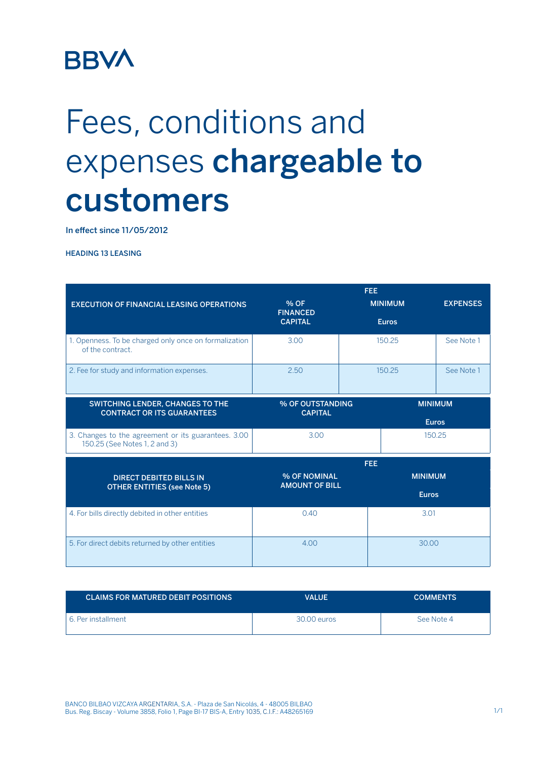BBVA

# Fees, conditions and expenses **chargeable to customers**

In effect since 11/05/2012

HEADING 13 LEASING

| EXECUTION OF FINANCIAL LEASING OPERATIONS | FEE % OF FINANCED CAPITAL | FEE MINIMUM Euros | EXPENSES |
|---|---|---|---|
| 1. Openness. To be charged only once on formalization of the contract. | 3.00 | 150.25 | See Note 1 |
| 2. Fee for study and information expenses. | 2.50 | 150.25 | See Note 1 |

| SWITCHING LENDER, CHANGES TO THE CONTRACT OR ITS GUARANTEES | % OF OUTSTANDING CAPITAL | MINIMUM Euros |
|---|---|---|
| 3. Changes to the agreement or its guarantees. 3.00 150.25 (See Notes 1, 2 and 3) | 3.00 | 150.25 |

| DIRECT DEBITED BILLS IN OTHER ENTITIES (see Note 5) | FEE % OF NOMINAL AMOUNT OF BILL | FEE MINIMUM Euros |
|---|---|---|
| 4. For bills directly debited in other entities | 0.40 | 3.01 |
| 5. For direct debits returned by other entities | 4.00 | 30.00 |

| CLAIMS FOR MATURED DEBIT POSITIONS | VALUE | COMMENTS |
|---|---|---|
| 6. Per installment | 30.00 euros | See Note 4 |

BANCO BILBAO VIZCAYA ARGENTARIA, S.A. - Plaza de San Nicolás, 4 - 48005 BILBAO
Bus. Reg. Biscay - Volume 3858, Folio 1, Page BI-17 BIS-A, Entry 1035, C.I.F.: A48265169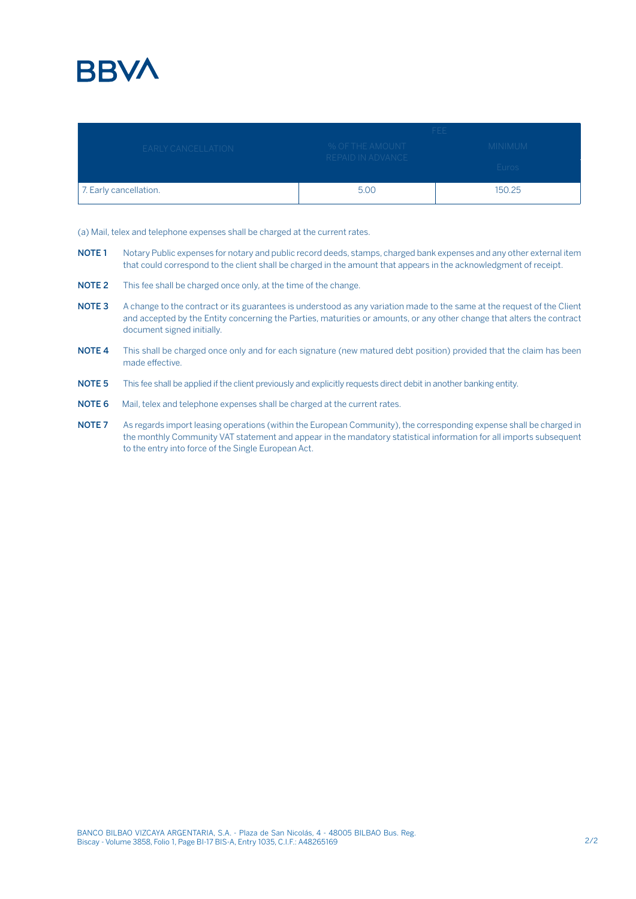| EARLY CANCELLATION | FEE | |
|---|---|---|
| | % OF THE AMOUNT REPAID IN ADVANCE | MINIMUM Euros |
| 7. Early cancellation. | 5.00 | 150.25 |

(a) Mail, telex and telephone expenses shall be charged at the current rates.

**NOTE 1** Notary Public expenses for notary and public record deeds, stamps, charged bank expenses and any other external item that could correspond to the client shall be charged in the amount that appears in the acknowledgment of receipt.

**NOTE 2** This fee shall be charged once only, at the time of the change.

**NOTE 3** A change to the contract or its guarantees is understood as any variation made to the same at the request of the Client and accepted by the Entity concerning the Parties, maturities or amounts, or any other change that alters the contract document signed initially.

**NOTE 4** This shall be charged once only and for each signature (new matured debt position) provided that the claim has been made effective.

**NOTE 5** This fee shall be applied if the client previously and explicitly requests direct debit in another banking entity.

**NOTE 6** Mail, telex and telephone expenses shall be charged at the current rates.

**NOTE 7** As regards import leasing operations (within the European Community), the corresponding expense shall be charged in the monthly Community VAT statement and appear in the mandatory statistical information for all imports subsequent to the entry into force of the Single European Act.

BANCO BILBAO VIZCAYA ARGENTARIA, S.A. - Plaza de San Nicolás, 4 - 48005 BILBAO Bus. Reg. Biscay - Volume 3858, Folio 1, Page BI-17 BIS-A, Entry 1035, C.I.F.: A48265169